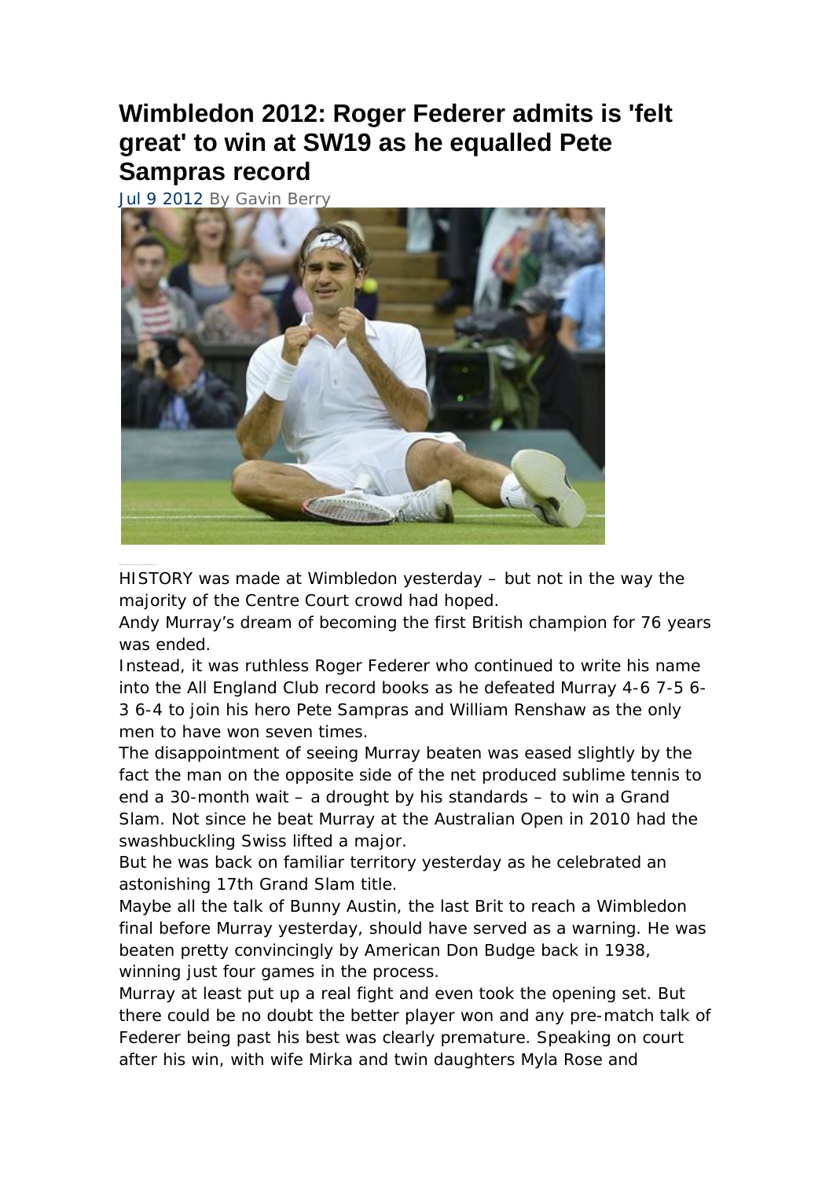# Wimbledon 2012: Roger Federer admits is 'felt great' to win at SW19 as he equalled Pete Sampras record

Jul 9 2012 By Gavin Berry

HISTORY was made at Wimbledon yesterday – but not in the way the majority of the Centre Court crowd had hoped.

Andy Murray's dream of becoming the first British champion for 76 years was ended.

Instead, it was ruthless Roger Federer who continued to write his name into the All England Club record books as he defeated Murray 4-6 7-5 6-3 6-4 to join his hero Pete Sampras and William Renshaw as the only men to have won seven times.

The disappointment of seeing Murray beaten was eased slightly by the fact the man on the opposite side of the net produced sublime tennis to end a 30-month wait – a drought by his standards – to win a Grand Slam. Not since he beat Murray at the Australian Open in 2010 had the swashbuckling Swiss lifted a major.

But he was back on familiar territory yesterday as he celebrated an astonishing 17th Grand Slam title.

Maybe all the talk of Bunny Austin, the last Brit to reach a Wimbledon final before Murray yesterday, should have served as a warning. He was beaten pretty convincingly by American Don Budge back in 1938, winning just four games in the process.

Murray at least put up a real fight and even took the opening set. But there could be no doubt the better player won and any pre-match talk of Federer being past his best was clearly premature. Speaking on court after his win, with wife Mirka and twin daughters Myla Rose and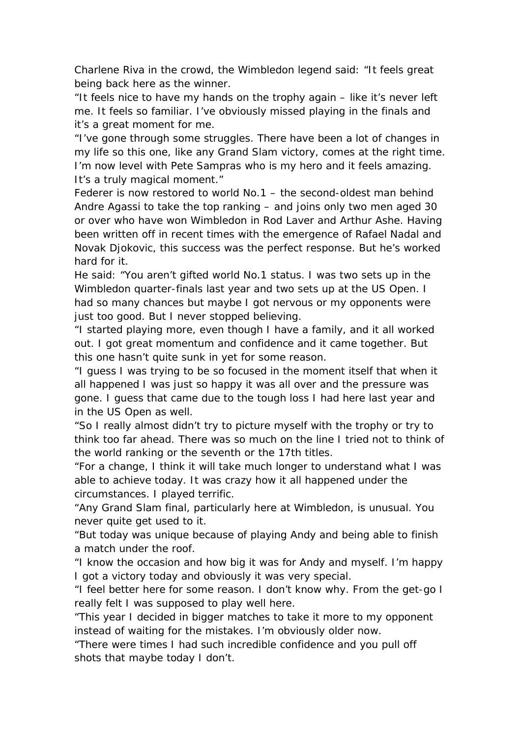Charlene Riva in the crowd, the Wimbledon legend said: "It feels great being back here as the winner.

"It feels nice to have my hands on the trophy again – like it's never left me. It feels so familiar. I've obviously missed playing in the finals and it's a great moment for me.

"I've gone through some struggles. There have been a lot of changes in my life so this one, like any Grand Slam victory, comes at the right time. I'm now level with Pete Sampras who is my hero and it feels amazing. It's a truly magical moment."

Federer is now restored to world No.1 – the second-oldest man behind Andre Agassi to take the top ranking – and joins only two men aged 30 or over who have won Wimbledon in Rod Laver and Arthur Ashe. Having been written off in recent times with the emergence of Rafael Nadal and Novak Djokovic, this success was the perfect response. But he's worked hard for it.

He said: "You aren't gifted world No.1 status. I was two sets up in the Wimbledon quarter-finals last year and two sets up at the US Open. I had so many chances but maybe I got nervous or my opponents were just too good. But I never stopped believing.

"I started playing more, even though I have a family, and it all worked out. I got great momentum and confidence and it came together. But this one hasn't quite sunk in yet for some reason.

"I guess I was trying to be so focused in the moment itself that when it all happened I was just so happy it was all over and the pressure was gone. I guess that came due to the tough loss I had here last year and in the US Open as well.

"So I really almost didn't try to picture myself with the trophy or try to think too far ahead. There was so much on the line I tried not to think of the world ranking or the seventh or the 17th titles.

"For a change, I think it will take much longer to understand what I was able to achieve today. It was crazy how it all happened under the circumstances. I played terrific.

"Any Grand Slam final, particularly here at Wimbledon, is unusual. You never quite get used to it.

"But today was unique because of playing Andy and being able to finish a match under the roof.

"I know the occasion and how big it was for Andy and myself. I'm happy I got a victory today and obviously it was very special.

"I feel better here for some reason. I don't know why. From the get-go I really felt I was supposed to play well here.

"This year I decided in bigger matches to take it more to my opponent instead of waiting for the mistakes. I'm obviously older now.

"There were times I had such incredible confidence and you pull off shots that maybe today I don't.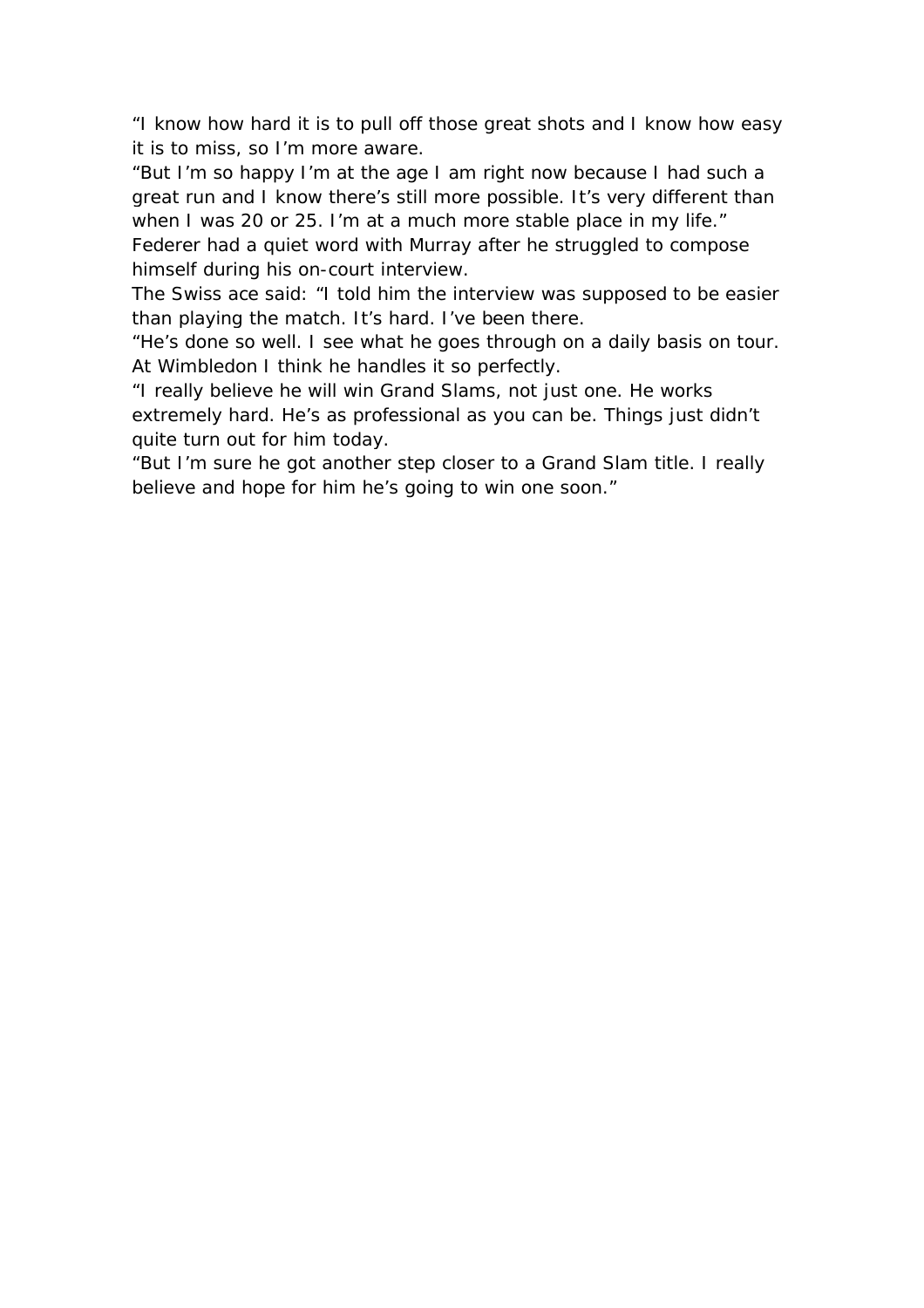"I know how hard it is to pull off those great shots and I know how easy it is to miss, so I'm more aware.

"But I'm so happy I'm at the age I am right now because I had such a great run and I know there's still more possible. It's very different than when I was 20 or 25. I'm at a much more stable place in my life."

Federer had a quiet word with Murray after he struggled to compose himself during his on-court interview.

The Swiss ace said: "I told him the interview was supposed to be easier than playing the match. It's hard. I've been there.

"He's done so well. I see what he goes through on a daily basis on tour. At Wimbledon I think he handles it so perfectly.

"I really believe he will win Grand Slams, not just one. He works extremely hard. He's as professional as you can be. Things just didn't quite turn out for him today.

"But I'm sure he got another step closer to a Grand Slam title. I really believe and hope for him he's going to win one soon."